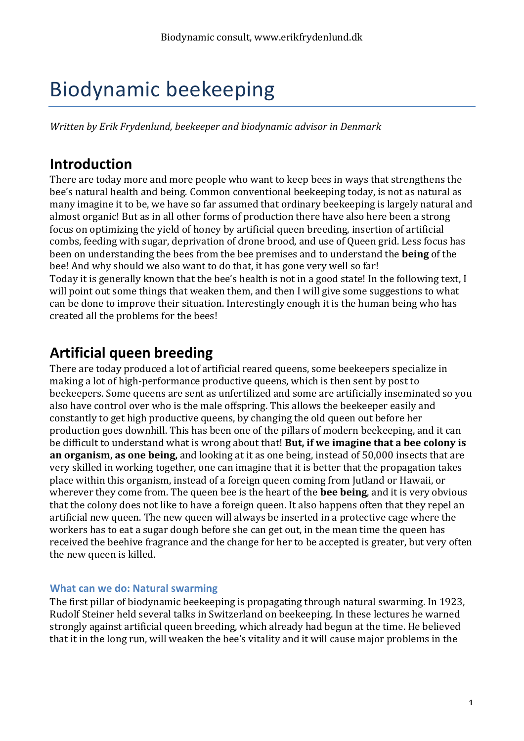# Biodynamic beekeeping

*Written by Erik Frydenlund, beekeeper and biodynamic advisor in Denmark*

## Introduction

There are today more and more people who want to keep bees in ways that strengthens the bee's natural health and being. Common conventional beekeeping today, is not as natural as many imagine it to be, we have so far assumed that ordinary beekeeping is largely natural and almost organic! But as in all other forms of production there have also here been a strong focus on optimizing the yield of honey by artificial queen breeding, insertion of artificial combs, feeding with sugar, deprivation of drone brood, and use of Queen grid. Less focus has been on understanding the bees from the bee premises and to understand the **being** of the bee! And why should we also want to do that, it has gone very well so far!
Today it is generally known that the bee's health is not in a good state! In the following text, I will point out some things that weaken them, and then I will give some suggestions to what can be done to improve their situation. Interestingly enough it is the human being who has created all the problems for the bees!

## Artificial queen breeding

There are today produced a lot of artificial reared queens, some beekeepers specialize in making a lot of high-performance productive queens, which is then sent by post to beekeepers. Some queens are sent as unfertilized and some are artificially inseminated so you also have control over who is the male offspring. This allows the beekeeper easily and constantly to get high productive queens, by changing the old queen out before her production goes downhill. This has been one of the pillars of modern beekeeping, and it can be difficult to understand what is wrong about that! **But, if we imagine that a bee colony is an organism, as one being,** and looking at it as one being, instead of 50,000 insects that are very skilled in working together, one can imagine that it is better that the propagation takes place within this organism, instead of a foreign queen coming from Jutland or Hawaii, or wherever they come from. The queen bee is the heart of the **bee being**, and it is very obvious that the colony does not like to have a foreign queen. It also happens often that they repel an artificial new queen. The new queen will always be inserted in a protective cage where the workers has to eat a sugar dough before she can get out, in the mean time the queen has received the beehive fragrance and the change for her to be accepted is greater, but very often the new queen is killed.

### What can we do: Natural swarming

The first pillar of biodynamic beekeeping is propagating through natural swarming. In 1923, Rudolf Steiner held several talks in Switzerland on beekeeping. In these lectures he warned strongly against artificial queen breeding, which already had begun at the time. He believed that it in the long run, will weaken the bee's vitality and it will cause major problems in the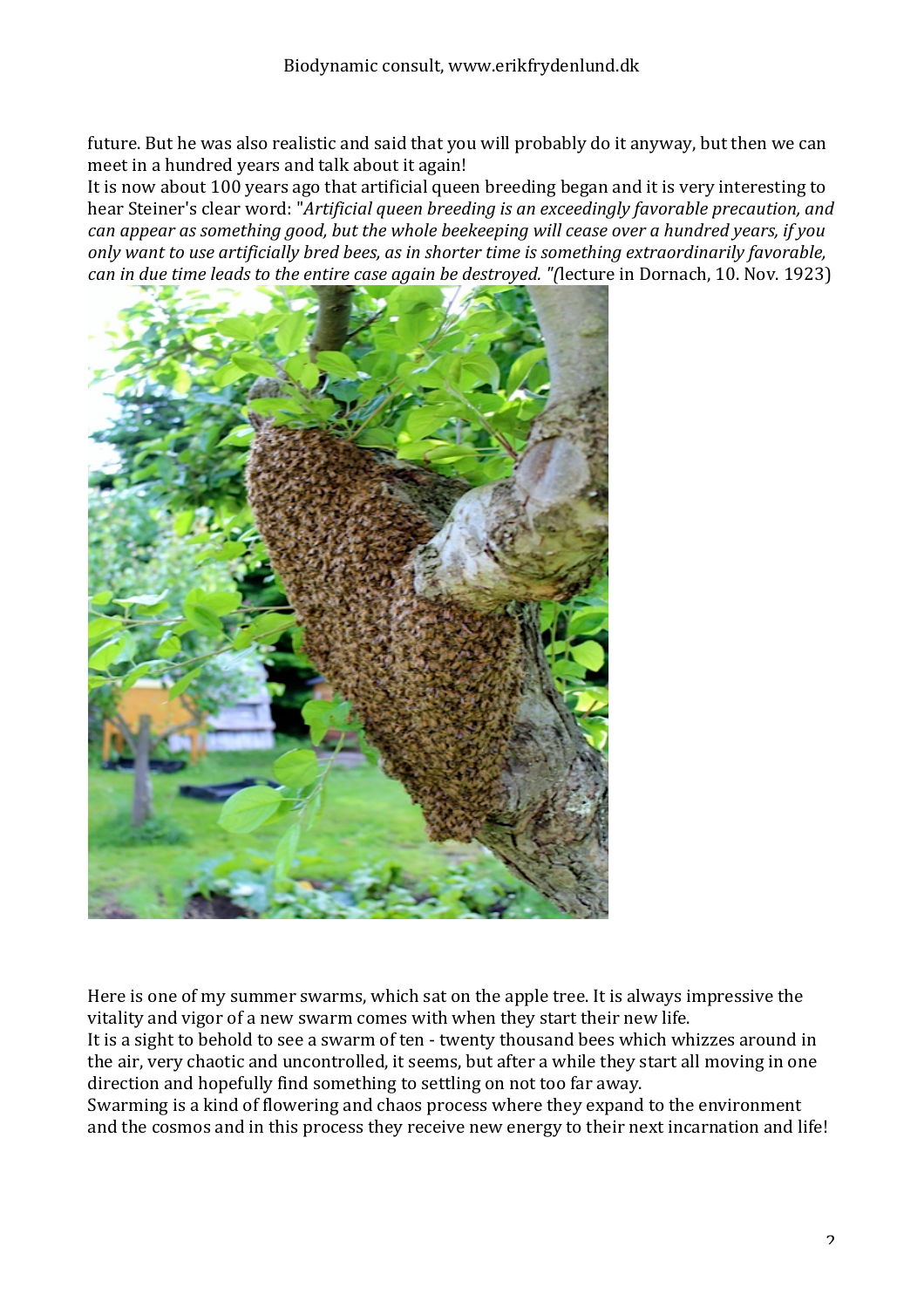future. But he was also realistic and said that you will probably do it anyway, but then we can meet in a hundred years and talk about it again!
It is now about 100 years ago that artificial queen breeding began and it is very interesting to hear Steiner's clear word: "*Artificial queen breeding is an exceedingly favorable precaution, and can appear as something good, but the whole beekeeping will cease over a hundred years, if you only want to use artificially bred bees, as in shorter time is something extraordinarily favorable, can in due time leads to the entire case again be destroyed.* "(lecture in Dornach, 10. Nov. 1923)

Here is one of my summer swarms, which sat on the apple tree. It is always impressive the vitality and vigor of a new swarm comes with when they start their new life.
It is a sight to behold to see a swarm of ten - twenty thousand bees which whizzes around in the air, very chaotic and uncontrolled, it seems, but after a while they start all moving in one direction and hopefully find something to settling on not too far away.
Swarming is a kind of flowering and chaos process where they expand to the environment and the cosmos and in this process they receive new energy to their next incarnation and life!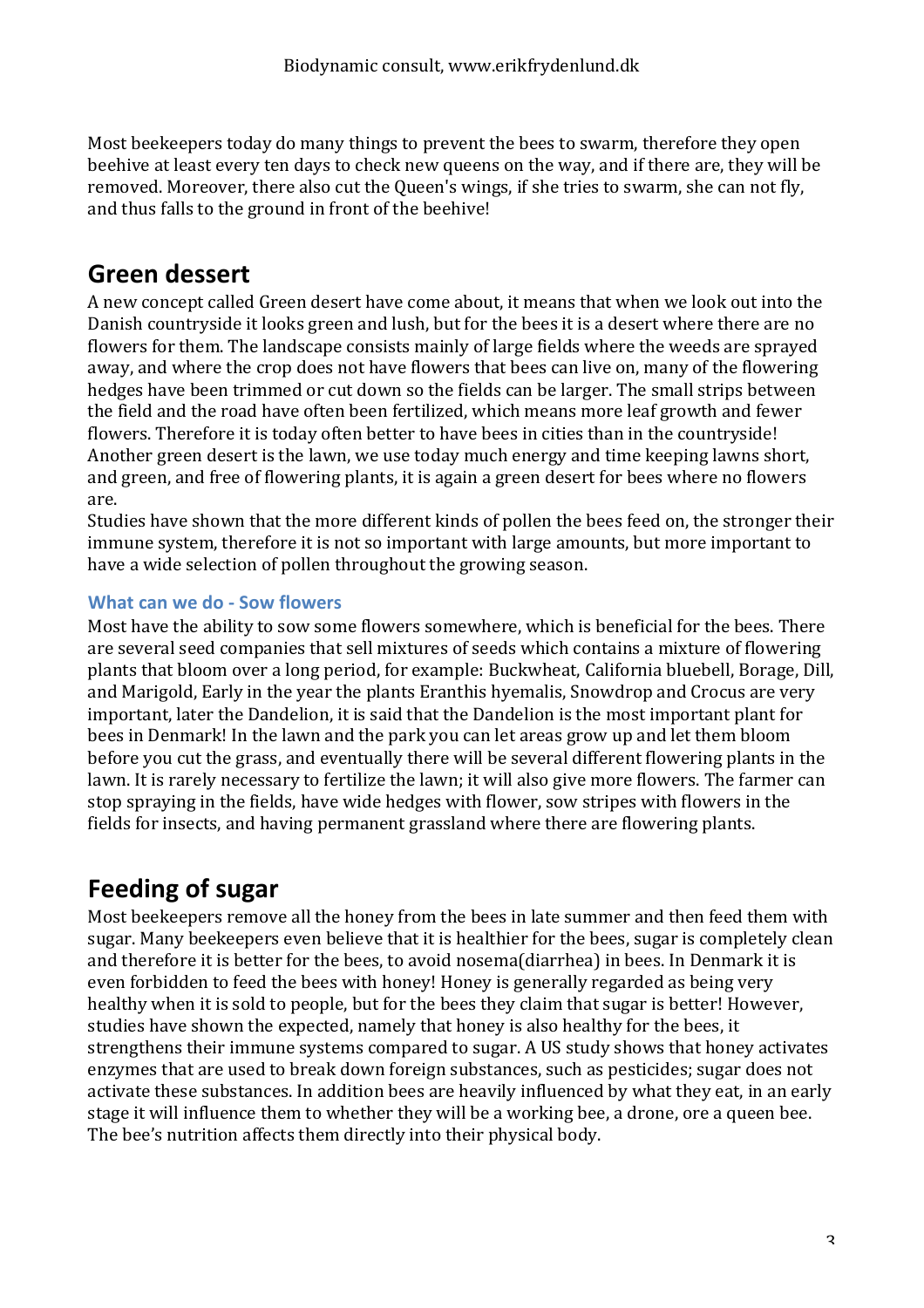Most beekeepers today do many things to prevent the bees to swarm, therefore they open beehive at least every ten days to check new queens on the way, and if there are, they will be removed. Moreover, there also cut the Queen's wings, if she tries to swarm, she can not fly, and thus falls to the ground in front of the beehive!

## Green dessert

A new concept called Green desert have come about, it means that when we look out into the Danish countryside it looks green and lush, but for the bees it is a desert where there are no flowers for them. The landscape consists mainly of large fields where the weeds are sprayed away, and where the crop does not have flowers that bees can live on, many of the flowering hedges have been trimmed or cut down so the fields can be larger. The small strips between the field and the road have often been fertilized, which means more leaf growth and fewer flowers. Therefore it is today often better to have bees in cities than in the countryside! Another green desert is the lawn, we use today much energy and time keeping lawns short, and green, and free of flowering plants, it is again a green desert for bees where no flowers are.

Studies have shown that the more different kinds of pollen the bees feed on, the stronger their immune system, therefore it is not so important with large amounts, but more important to have a wide selection of pollen throughout the growing season.

### What can we do - Sow flowers

Most have the ability to sow some flowers somewhere, which is beneficial for the bees. There are several seed companies that sell mixtures of seeds which contains a mixture of flowering plants that bloom over a long period, for example: Buckwheat, California bluebell, Borage, Dill, and Marigold, Early in the year the plants Eranthis hyemalis, Snowdrop and Crocus are very important, later the Dandelion, it is said that the Dandelion is the most important plant for bees in Denmark! In the lawn and the park you can let areas grow up and let them bloom before you cut the grass, and eventually there will be several different flowering plants in the lawn. It is rarely necessary to fertilize the lawn; it will also give more flowers. The farmer can stop spraying in the fields, have wide hedges with flower, sow stripes with flowers in the fields for insects, and having permanent grassland where there are flowering plants.

## Feeding of sugar

Most beekeepers remove all the honey from the bees in late summer and then feed them with sugar. Many beekeepers even believe that it is healthier for the bees, sugar is completely clean and therefore it is better for the bees, to avoid nosema(diarrhea) in bees. In Denmark it is even forbidden to feed the bees with honey! Honey is generally regarded as being very healthy when it is sold to people, but for the bees they claim that sugar is better! However, studies have shown the expected, namely that honey is also healthy for the bees, it strengthens their immune systems compared to sugar. A US study shows that honey activates enzymes that are used to break down foreign substances, such as pesticides; sugar does not activate these substances. In addition bees are heavily influenced by what they eat, in an early stage it will influence them to whether they will be a working bee, a drone, ore a queen bee. The bee's nutrition affects them directly into their physical body.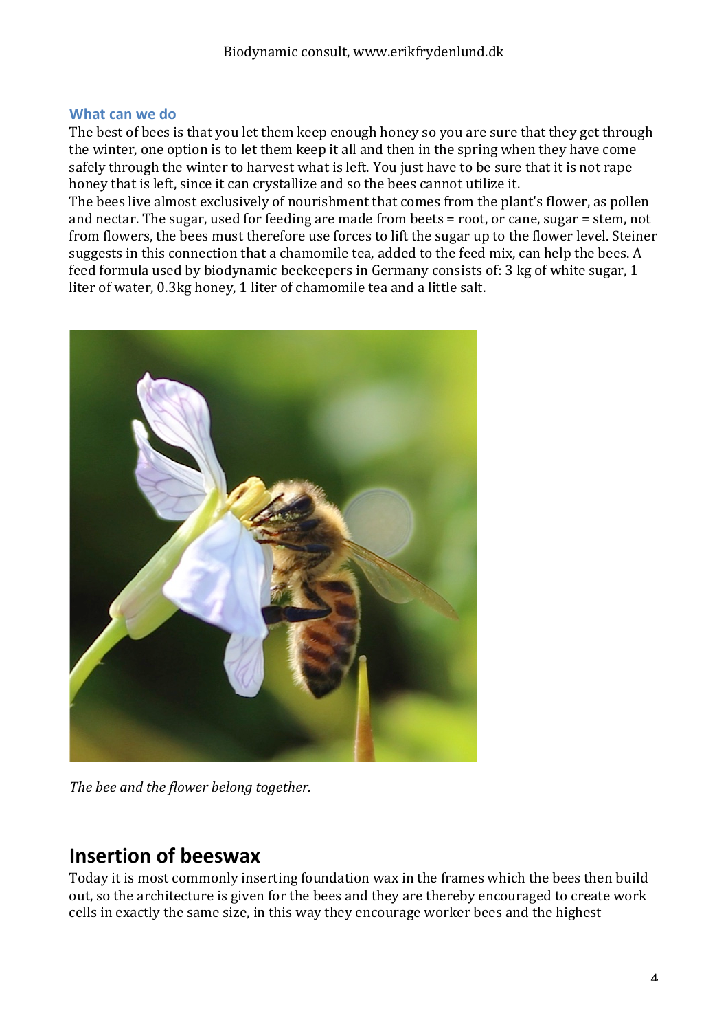### What can we do

The best of bees is that you let them keep enough honey so you are sure that they get through the winter, one option is to let them keep it all and then in the spring when they have come safely through the winter to harvest what is left. You just have to be sure that it is not rape honey that is left, since it can crystallize and so the bees cannot utilize it.
The bees live almost exclusively of nourishment that comes from the plant's flower, as pollen and nectar. The sugar, used for feeding are made from beets = root, or cane, sugar = stem, not from flowers, the bees must therefore use forces to lift the sugar up to the flower level. Steiner suggests in this connection that a chamomile tea, added to the feed mix, can help the bees. A feed formula used by biodynamic beekeepers in Germany consists of: 3 kg of white sugar, 1 liter of water, 0.3kg honey, 1 liter of chamomile tea and a little salt.

*The bee and the flower belong together.*

## Insertion of beeswax

Today it is most commonly inserting foundation wax in the frames which the bees then build out, so the architecture is given for the bees and they are thereby encouraged to create work cells in exactly the same size, in this way they encourage worker bees and the highest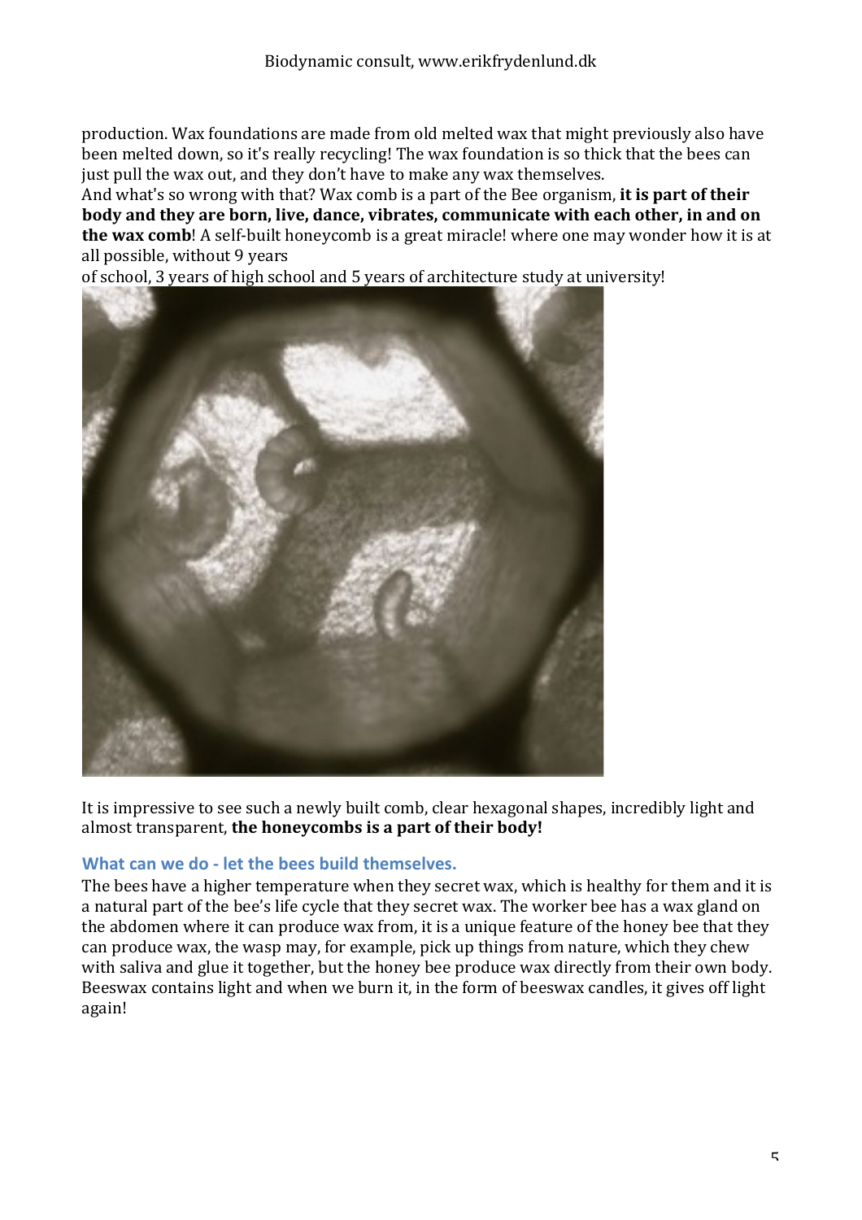production. Wax foundations are made from old melted wax that might previously also have been melted down, so it's really recycling! The wax foundation is so thick that the bees can just pull the wax out, and they don't have to make any wax themselves.
And what's so wrong with that? Wax comb is a part of the Bee organism, **it is part of their body and they are born, live, dance, vibrates, communicate with each other, in and on the wax comb**! A self-built honeycomb is a great miracle! where one may wonder how it is at all possible, without 9 years
of school, 3 years of high school and 5 years of architecture study at university!

It is impressive to see such a newly built comb, clear hexagonal shapes, incredibly light and almost transparent, **the honeycombs is a part of their body!**

### What can we do - let the bees build themselves.

The bees have a higher temperature when they secret wax, which is healthy for them and it is a natural part of the bee's life cycle that they secret wax. The worker bee has a wax gland on the abdomen where it can produce wax from, it is a unique feature of the honey bee that they can produce wax, the wasp may, for example, pick up things from nature, which they chew with saliva and glue it together, but the honey bee produce wax directly from their own body. Beeswax contains light and when we burn it, in the form of beeswax candles, it gives off light again!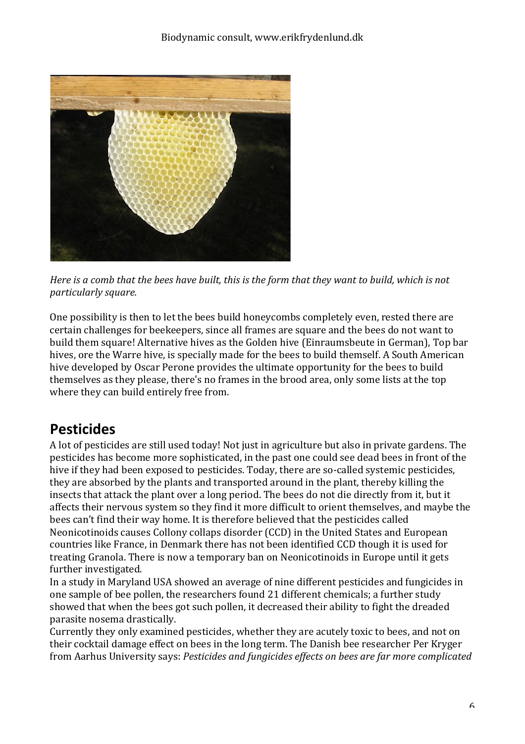*Here is a comb that the bees have built, this is the form that they want to build, which is not particularly square.*

One possibility is then to let the bees build honeycombs completely even, rested there are certain challenges for beekeepers, since all frames are square and the bees do not want to build them square! Alternative hives as the Golden hive (Einraumsbeute in German), Top bar hives, ore the Warre hive, is specially made for the bees to build themself. A South American hive developed by Oscar Perone provides the ultimate opportunity for the bees to build themselves as they please, there's no frames in the brood area, only some lists at the top where they can build entirely free from.

## Pesticides

A lot of pesticides are still used today! Not just in agriculture but also in private gardens. The pesticides has become more sophisticated, in the past one could see dead bees in front of the hive if they had been exposed to pesticides. Today, there are so-called systemic pesticides, they are absorbed by the plants and transported around in the plant, thereby killing the insects that attack the plant over a long period. The bees do not die directly from it, but it affects their nervous system so they find it more difficult to orient themselves, and maybe the bees can't find their way home. It is therefore believed that the pesticides called Neonicotinoids causes Collony collaps disorder (CCD) in the United States and European countries like France, in Denmark there has not been identified CCD though it is used for treating Granola. There is now a temporary ban on Neonicotinoids in Europe until it gets further investigated.

In a study in Maryland USA showed an average of nine different pesticides and fungicides in one sample of bee pollen, the researchers found 21 different chemicals; a further study showed that when the bees got such pollen, it decreased their ability to fight the dreaded parasite nosema drastically.

Currently they only examined pesticides, whether they are acutely toxic to bees, and not on their cocktail damage effect on bees in the long term. The Danish bee researcher Per Kryger from Aarhus University says: *Pesticides and fungicides effects on bees are far more complicated*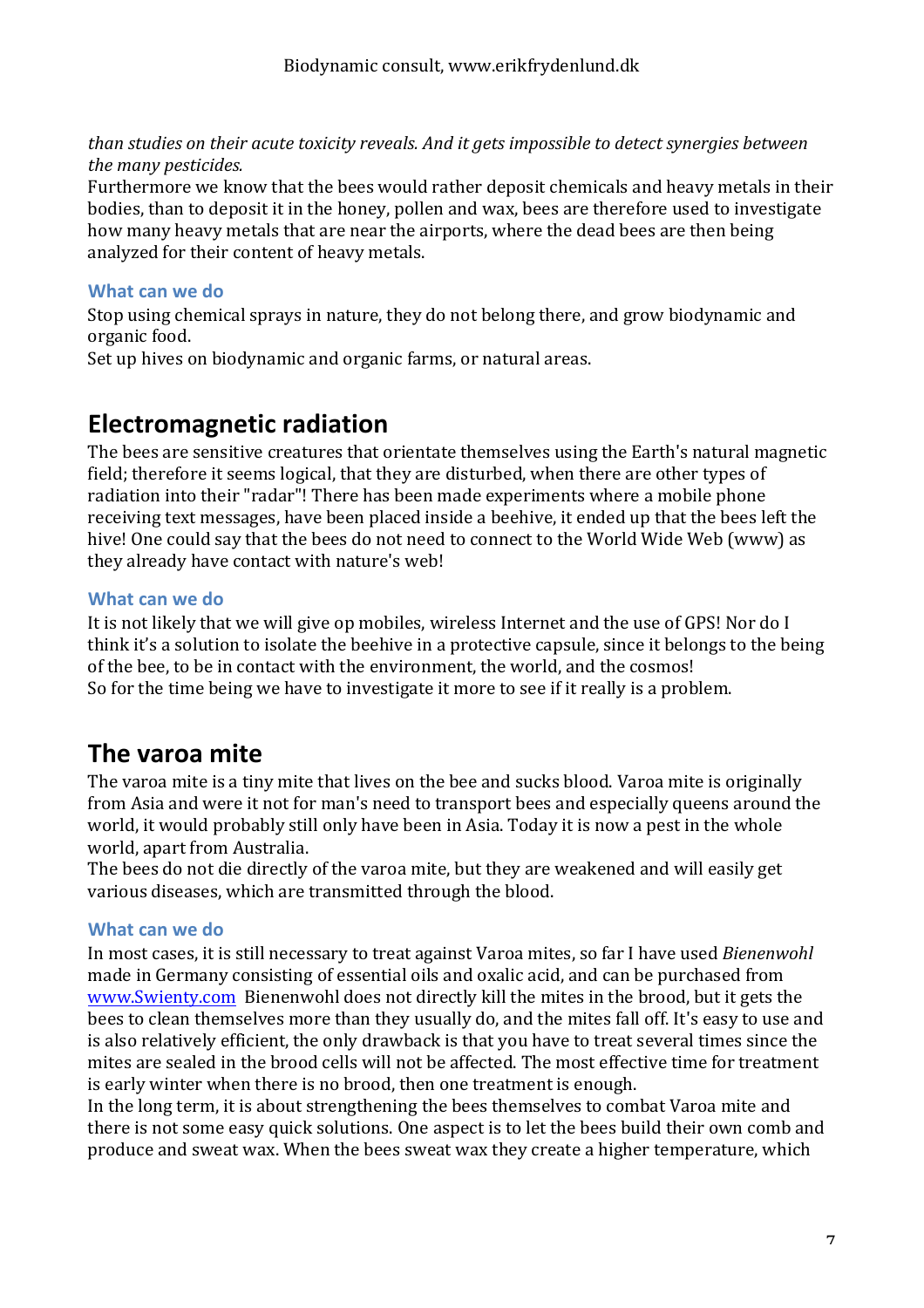*than studies on their acute toxicity reveals. And it gets impossible to detect synergies between the many pesticides.*

Furthermore we know that the bees would rather deposit chemicals and heavy metals in their bodies, than to deposit it in the honey, pollen and wax, bees are therefore used to investigate how many heavy metals that are near the airports, where the dead bees are then being analyzed for their content of heavy metals.

### What can we do

Stop using chemical sprays in nature, they do not belong there, and grow biodynamic and organic food.

Set up hives on biodynamic and organic farms, or natural areas.

## Electromagnetic radiation

The bees are sensitive creatures that orientate themselves using the Earth's natural magnetic field; therefore it seems logical, that they are disturbed, when there are other types of radiation into their "radar"! There has been made experiments where a mobile phone receiving text messages, have been placed inside a beehive, it ended up that the bees left the hive! One could say that the bees do not need to connect to the World Wide Web (www) as they already have contact with nature's web!

### What can we do

It is not likely that we will give op mobiles, wireless Internet and the use of GPS! Nor do I think it's a solution to isolate the beehive in a protective capsule, since it belongs to the being of the bee, to be in contact with the environment, the world, and the cosmos!

So for the time being we have to investigate it more to see if it really is a problem.

## The varoa mite

The varoa mite is a tiny mite that lives on the bee and sucks blood. Varoa mite is originally from Asia and were it not for man's need to transport bees and especially queens around the world, it would probably still only have been in Asia. Today it is now a pest in the whole world, apart from Australia.

The bees do not die directly of the varoa mite, but they are weakened and will easily get various diseases, which are transmitted through the blood.

### What can we do

In most cases, it is still necessary to treat against Varoa mites, so far I have used *Bienenwohl* made in Germany consisting of essential oils and oxalic acid, and can be purchased from [www.Swienty.com](http://www.Swienty.com) Bienenwohl does not directly kill the mites in the brood, but it gets the bees to clean themselves more than they usually do, and the mites fall off. It's easy to use and is also relatively efficient, the only drawback is that you have to treat several times since the mites are sealed in the brood cells will not be affected. The most effective time for treatment is early winter when there is no brood, then one treatment is enough.

In the long term, it is about strengthening the bees themselves to combat Varoa mite and there is not some easy quick solutions. One aspect is to let the bees build their own comb and produce and sweat wax. When the bees sweat wax they create a higher temperature, which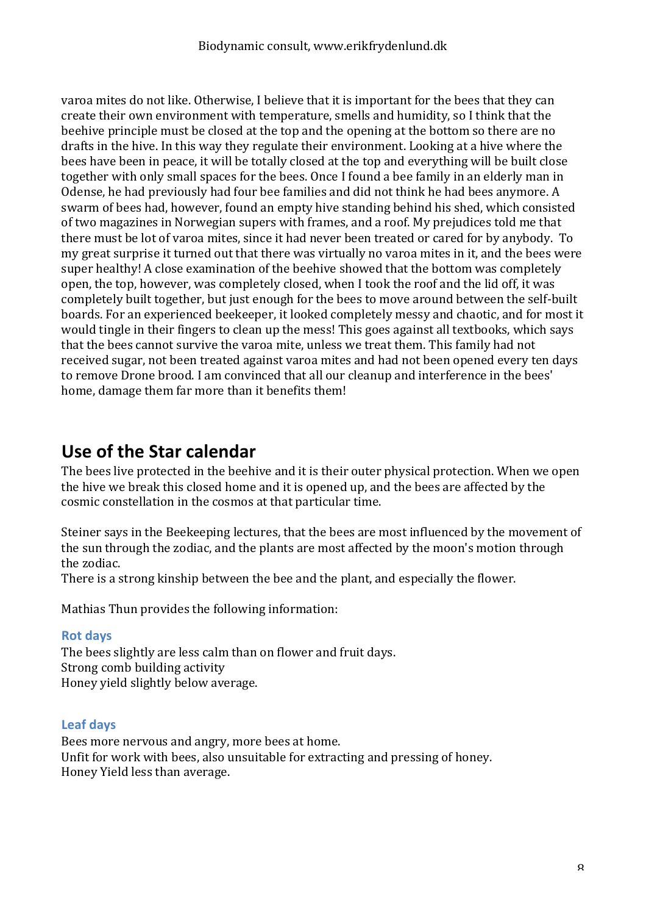varoa mites do not like. Otherwise, I believe that it is important for the bees that they can create their own environment with temperature, smells and humidity, so I think that the beehive principle must be closed at the top and the opening at the bottom so there are no drafts in the hive. In this way they regulate their environment. Looking at a hive where the bees have been in peace, it will be totally closed at the top and everything will be built close together with only small spaces for the bees. Once I found a bee family in an elderly man in Odense, he had previously had four bee families and did not think he had bees anymore. A swarm of bees had, however, found an empty hive standing behind his shed, which consisted of two magazines in Norwegian supers with frames, and a roof. My prejudices told me that there must be lot of varoa mites, since it had never been treated or cared for by anybody. To my great surprise it turned out that there was virtually no varoa mites in it, and the bees were super healthy! A close examination of the beehive showed that the bottom was completely open, the top, however, was completely closed, when I took the roof and the lid off, it was completely built together, but just enough for the bees to move around between the self-built boards. For an experienced beekeeper, it looked completely messy and chaotic, and for most it would tingle in their fingers to clean up the mess! This goes against all textbooks, which says that the bees cannot survive the varoa mite, unless we treat them. This family had not received sugar, not been treated against varoa mites and had not been opened every ten days to remove Drone brood. I am convinced that all our cleanup and interference in the bees' home, damage them far more than it benefits them!

## Use of the Star calendar

The bees live protected in the beehive and it is their outer physical protection. When we open the hive we break this closed home and it is opened up, and the bees are affected by the cosmic constellation in the cosmos at that particular time.

Steiner says in the Beekeeping lectures, that the bees are most influenced by the movement of the sun through the zodiac, and the plants are most affected by the moon's motion through the zodiac.
There is a strong kinship between the bee and the plant, and especially the flower.

Mathias Thun provides the following information:

### Rot days

The bees slightly are less calm than on flower and fruit days.
Strong comb building activity
Honey yield slightly below average.

### Leaf days

Bees more nervous and angry, more bees at home.
Unfit for work with bees, also unsuitable for extracting and pressing of honey.
Honey Yield less than average.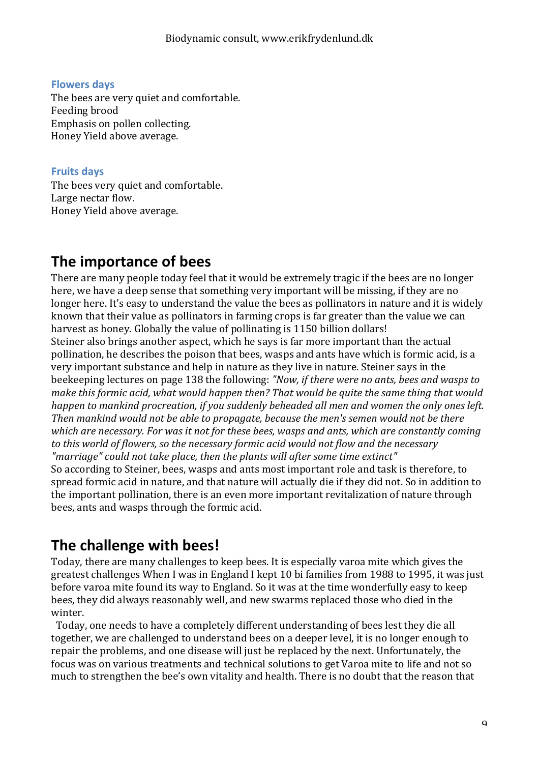### Flowers days

The bees are very quiet and comfortable.
Feeding brood
Emphasis on pollen collecting.
Honey Yield above average.

### Fruits days

The bees very quiet and comfortable.
Large nectar flow.
Honey Yield above average.

## The importance of bees

There are many people today feel that it would be extremely tragic if the bees are no longer here, we have a deep sense that something very important will be missing, if they are no longer here. It's easy to understand the value the bees as pollinators in nature and it is widely known that their value as pollinators in farming crops is far greater than the value we can harvest as honey. Globally the value of pollinating is 1150 billion dollars!
Steiner also brings another aspect, which he says is far more important than the actual pollination, he describes the poison that bees, wasps and ants have which is formic acid, is a very important substance and help in nature as they live in nature. Steiner says in the beekeeping lectures on page 138 the following: *"Now, if there were no ants, bees and wasps to make this formic acid, what would happen then? That would be quite the same thing that would happen to mankind procreation, if you suddenly beheaded all men and women the only ones left. Then mankind would not be able to propagate, because the men's semen would not be there which are necessary. For was it not for these bees, wasps and ants, which are constantly coming to this world of flowers, so the necessary formic acid would not flow and the necessary "marriage" could not take place, then the plants will after some time extinct"*
So according to Steiner, bees, wasps and ants most important role and task is therefore, to spread formic acid in nature, and that nature will actually die if they did not. So in addition to the important pollination, there is an even more important revitalization of nature through bees, ants and wasps through the formic acid.

## The challenge with bees!

Today, there are many challenges to keep bees. It is especially varoa mite which gives the greatest challenges When I was in England I kept 10 bi families from 1988 to 1995, it was just before varoa mite found its way to England. So it was at the time wonderfully easy to keep bees, they did always reasonably well, and new swarms replaced those who died in the winter.

Today, one needs to have a completely different understanding of bees lest they die all together, we are challenged to understand bees on a deeper level, it is no longer enough to repair the problems, and one disease will just be replaced by the next. Unfortunately, the focus was on various treatments and technical solutions to get Varoa mite to life and not so much to strengthen the bee's own vitality and health. There is no doubt that the reason that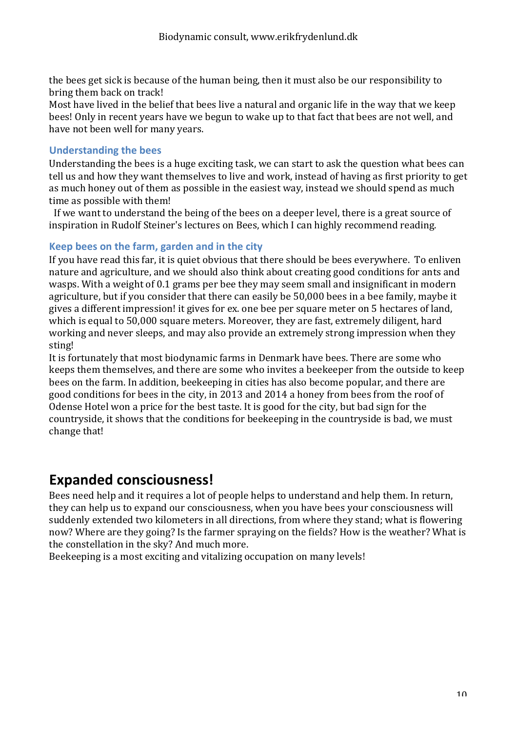the bees get sick is because of the human being, then it must also be our responsibility to bring them back on track!
Most have lived in the belief that bees live a natural and organic life in the way that we keep bees! Only in recent years have we begun to wake up to that fact that bees are not well, and have not been well for many years.

### Understanding the bees

Understanding the bees is a huge exciting task, we can start to ask the question what bees can tell us and how they want themselves to live and work, instead of having as first priority to get as much honey out of them as possible in the easiest way, instead we should spend as much time as possible with them!
If we want to understand the being of the bees on a deeper level, there is a great source of inspiration in Rudolf Steiner's lectures on Bees, which I can highly recommend reading.

### Keep bees on the farm, garden and in the city

If you have read this far, it is quiet obvious that there should be bees everywhere. To enliven nature and agriculture, and we should also think about creating good conditions for ants and wasps. With a weight of 0.1 grams per bee they may seem small and insignificant in modern agriculture, but if you consider that there can easily be 50,000 bees in a bee family, maybe it gives a different impression! it gives for ex. one bee per square meter on 5 hectares of land, which is equal to 50,000 square meters. Moreover, they are fast, extremely diligent, hard working and never sleeps, and may also provide an extremely strong impression when they sting!
It is fortunately that most biodynamic farms in Denmark have bees. There are some who keeps them themselves, and there are some who invites a beekeeper from the outside to keep bees on the farm. In addition, beekeeping in cities has also become popular, and there are good conditions for bees in the city, in 2013 and 2014 a honey from bees from the roof of Odense Hotel won a price for the best taste. It is good for the city, but bad sign for the countryside, it shows that the conditions for beekeeping in the countryside is bad, we must change that!

## Expanded consciousness!

Bees need help and it requires a lot of people helps to understand and help them. In return, they can help us to expand our consciousness, when you have bees your consciousness will suddenly extended two kilometers in all directions, from where they stand; what is flowering now? Where are they going? Is the farmer spraying on the fields? How is the weather? What is the constellation in the sky? And much more.
Beekeeping is a most exciting and vitalizing occupation on many levels!